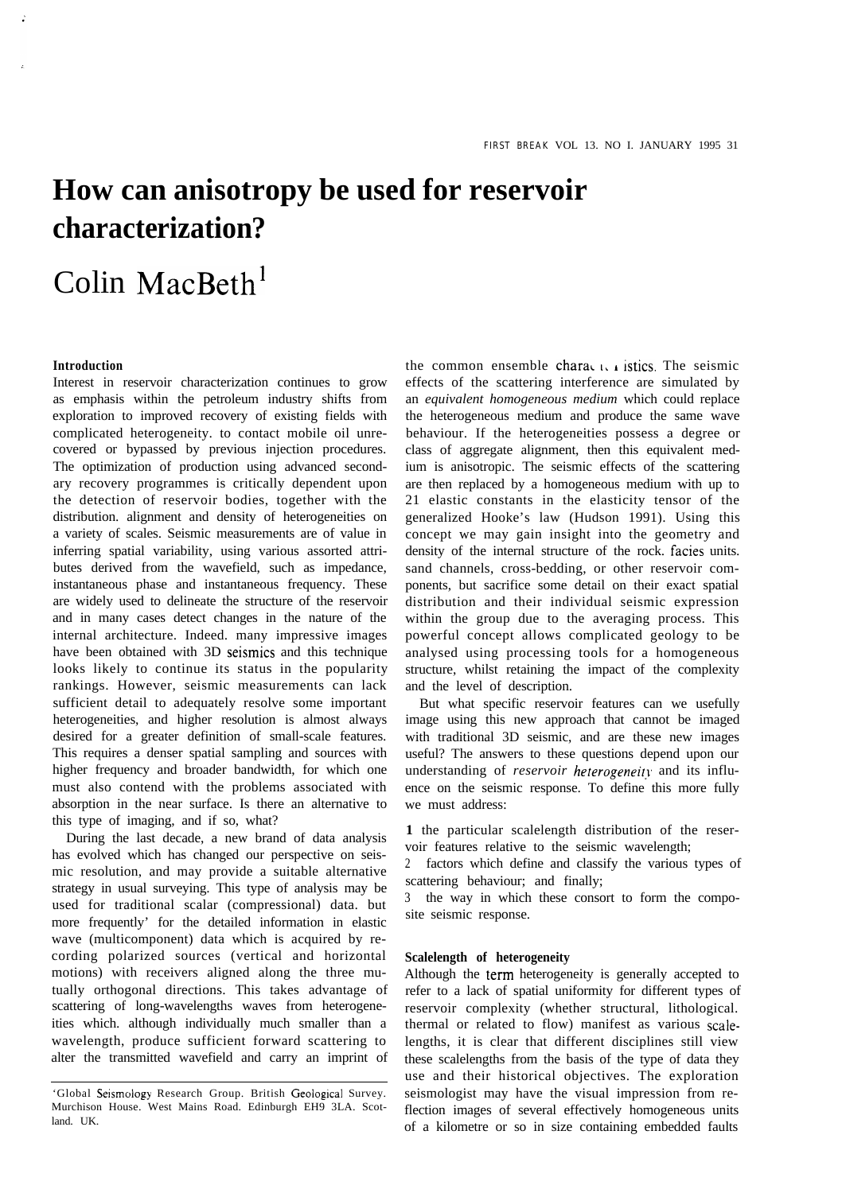# How can anisotropy be used for reservoir characterization?

## Colin MacBeth[1]

### Introduction

Interest in reservoir characterization continues to grow as emphasis within the petroleum industry shifts from exploration to improved recovery of existing fields with complicated heterogeneity. to contact mobile oil unrecovered or bypassed by previous injection procedures. The optimization of production using advanced secondary recovery programmes is critically dependent upon the detection of reservoir bodies, together with the distribution. alignment and density of heterogeneities on a variety of scales. Seismic measurements are of value in inferring spatial variability, using various assorted attributes derived from the wavefield, such as impedance, instantaneous phase and instantaneous frequency. These are widely used to delineate the structure of the reservoir and in many cases detect changes in the nature of the internal architecture. Indeed. many impressive images have been obtained with 3D seismics and this technique looks likely to continue its status in the popularity rankings. However, seismic measurements can lack sufficient detail to adequately resolve some important heterogeneities, and higher resolution is almost always desired for a greater definition of small-scale features. This requires a denser spatial sampling and sources with higher frequency and broader bandwidth, for which one must also contend with the problems associated with absorption in the near surface. Is there an alternative to this type of imaging, and if so, what?

During the last decade, a new brand of data analysis has evolved which has changed our perspective on seismic resolution, and may provide a suitable alternative strategy in usual surveying. This type of analysis may be used for traditional scalar (compressional) data. but more frequently' for the detailed information in elastic wave (multicomponent) data which is acquired by recording polarized sources (vertical and horizontal motions) with receivers aligned along the three mutually orthogonal directions. This takes advantage of scattering of long-wavelengths waves from heterogeneities which. although individually much smaller than a wavelength, produce sufficient forward scattering to alter the transmitted wavefield and carry an imprint of the common ensemble characteristics. The seismic effects of the scattering interference are simulated by an *equivalent homogeneous medium* which could replace the heterogeneous medium and produce the same wave behaviour. If the heterogeneities possess a degree or class of aggregate alignment, then this equivalent medium is anisotropic. The seismic effects of the scattering are then replaced by a homogeneous medium with up to 21 elastic constants in the elasticity tensor of the generalized Hooke's law (Hudson 1991). Using this concept we may gain insight into the geometry and density of the internal structure of the rock. facies units. sand channels, cross-bedding, or other reservoir components, but sacrifice some detail on their exact spatial distribution and their individual seismic expression within the group due to the averaging process. This powerful concept allows complicated geology to be analysed using processing tools for a homogeneous structure, whilst retaining the impact of the complexity and the level of description.

But what specific reservoir features can we usefully image using this new approach that cannot be imaged with traditional 3D seismic, and are these new images useful? The answers to these questions depend upon our understanding of *reservoir heterogeneity* and its influence on the seismic response. To define this more fully we must address:

1 the particular scalelength distribution of the reservoir features relative to the seismic wavelength;
2 factors which define and classify the various types of scattering behaviour; and finally;
3 the way in which these consort to form the composite seismic response.

### Scalelength of heterogeneity

Although the term heterogeneity is generally accepted to refer to a lack of spatial uniformity for different types of reservoir complexity (whether structural, lithological. thermal or related to flow) manifest as various scalelengths, it is clear that different disciplines still view these scalelengths from the basis of the type of data they use and their historical objectives. The exploration seismologist may have the visual impression from reflection images of several effectively homogeneous units of a kilometre or so in size containing embedded faults

---

[1] Global Seismology Research Group. British Geological Survey. Murchison House. West Mains Road. Edinburgh EH9 3LA. Scotland. UK.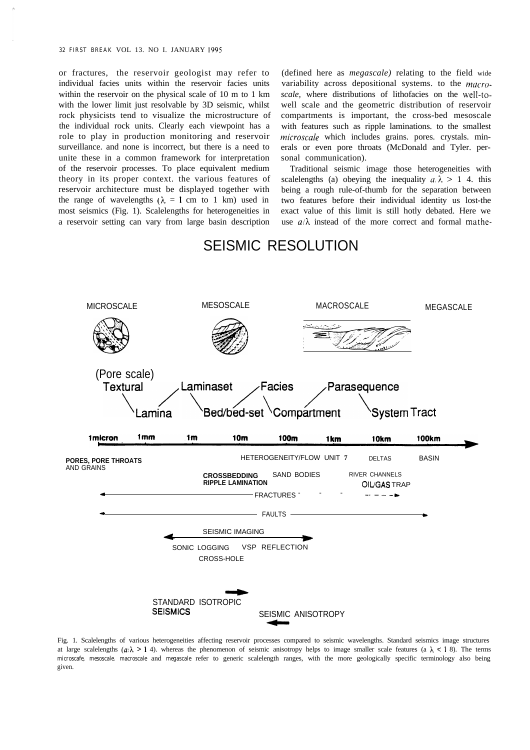or fractures, the reservoir geologist may refer to individual facies units within the reservoir facies units within the reservoir on the physical scale of 10 m to 1 km with the lower limit just resolvable by 3D seismic, whilst rock physicists tend to visualize the microstructure of the individual rock units. Clearly each viewpoint has a role to play in production monitoring and reservoir surveillance. and none is incorrect, but there is a need to unite these in a common framework for interpretation of the reservoir processes. To place equivalent medium theory in its proper context. the various features of reservoir architecture must be displayed together with the range of wavelengths ($\lambda$ = 1 cm to 1 km) used in most seismics (Fig. 1). Scalelengths for heterogeneities in a reservoir setting can vary from large basin description (defined here as *megascale)* relating to the field wide variability across depositional systems. to the *macroscale,* where distributions of lithofacies on the well-to-well scale and the geometric distribution of reservoir compartments is important, the cross-bed mesoscale with features such as ripple laminations. to the smallest *microscale* which includes grains. pores. crystals. minerals or even pore throats (McDonald and Tyler. personal communication).

Traditional seismic image those heterogeneities with scalelengths (a) obeying the inequality $a/\lambda > 1/4$. this being a rough rule-of-thumb for the separation between two features before their individual identity us lost-the exact value of this limit is still hotly debated. Here we use $a/\lambda$ instead of the more correct and formal mathe-

SEISMIC RESOLUTION

MICROSCALE | MESOSCALE | MACROSCALE | MEGASCALE

(Pore scale) Textural — Lamina — Laminaset — Bed/bed-set — Facies — Compartment — Parasequence — System Tract

1micron | 1mm | 1m | 10m | 100m | 1km | 10km | 100km

PORES, PORE THROATS AND GRAINS; CROSSBEDDING RIPPLE LAMINATION; SAND BODIES; HETEROGENEITY/FLOW UNIT 7; RIVER CHANNELS; DELTAS; OIL/GAS TRAP; BASIN; FRACTURES; FAULTS

SEISMIC IMAGING; SONIC LOGGING; CROSS-HOLE; VSP REFLECTION

STANDARD ISOTROPIC SEISMICS; SEISMIC ANISOTROPY

Fig. 1. Scalelengths of various heterogeneities affecting reservoir processes compared to seismic wavelengths. Standard seismics image structures at large scalelengths ($a/\lambda > 1/4$). whereas the phenomenon of seismic anisotropy helps to image smaller scale features ($a/\lambda < 1/8$). The terms microscafe, mesoscale. macroscale and megascale refer to generic scalelength ranges, with the more geologically specific terminology also being given.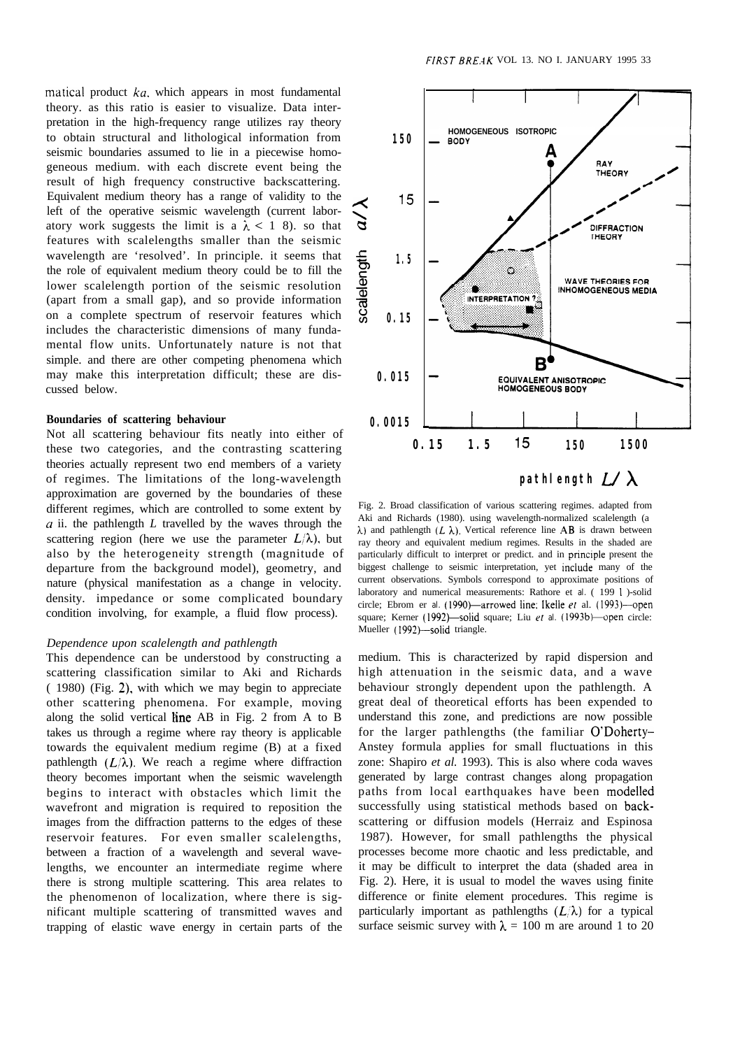matical product $ka$, which appears in most fundamental theory, as this ratio is easier to visualize. Data interpretation in the high-frequency range utilizes ray theory to obtain structural and lithological information from seismic boundaries assumed to lie in a piecewise homogeneous medium, with each discrete event being the result of high frequency constructive backscattering. Equivalent medium theory has a range of validity to the left of the operative seismic wavelength (current laboratory work suggests the limit is $a/\lambda < 1/8$), so that features with scalelengths smaller than the seismic wavelength are 'resolved'. In principle, it seems that the role of equivalent medium theory could be to fill the lower scalelength portion of the seismic resolution (apart from a small gap), and so provide information on a complete spectrum of reservoir features which includes the characteristic dimensions of many fundamental flow units. Unfortunately nature is not that simple, and there are other competing phenomena which may make this interpretation difficult; these are discussed below.

**Boundaries of scattering behaviour**

Not all scattering behaviour fits neatly into either of these two categories, and the contrasting scattering theories actually represent two end members of a variety of regimes. The limitations of the long-wavelength approximation are governed by the boundaries of these different regimes, which are controlled to some extent by $a/\lambda$, the pathlength $L$ travelled by the waves through the scattering region (here we use the parameter $L/\lambda$), but also by the heterogeneity strength (magnitude of departure from the background model), geometry, and nature (physical manifestation as a change in velocity, density, impedance or some complicated boundary condition involving, for example, a fluid flow process).

*Dependence upon scalelength and pathlength*

This dependence can be understood by constructing a scattering classification similar to Aki and Richards (1980) (Fig. 2), with which we may begin to appreciate other scattering phenomena. For example, moving along the solid vertical line AB in Fig. 2 from A to B takes us through a regime where ray theory is applicable towards the equivalent medium regime (B) at a fixed pathlength ($L/\lambda$). We reach a regime where diffraction theory becomes important when the seismic wavelength begins to interact with obstacles which limit the wavefront and migration is required to reposition the images from the diffraction patterns to the edges of these reservoir features. For even smaller scalelengths, between a fraction of a wavelength and several wavelengths, we encounter an intermediate regime where there is strong multiple scattering. This area relates to the phenomenon of localization, where there is significant multiple scattering of transmitted waves and trapping of elastic wave energy in certain parts of the

Fig. 2. Broad classification of various scattering regimes, adapted from Aki and Richards (1980), using wavelength-normalized scalelength ($a/\lambda$) and pathlength ($L/\lambda$). Vertical reference line AB is drawn between ray theory and equivalent medium regimes. Results in the shaded are particularly difficult to interpret or predict, and in principle present the biggest challenge to seismic interpretation, yet include many of the current observations. Symbols correspond to approximate positions of laboratory and numerical measurements: Rathore et al. (1991)-solid circle; Ebrom et al. (1990)—arrowed line; Ikelle *et* al. (1993)—open square; Kerner (1992)—solid square; Liu *et* al. (1993b)—open circle; Mueller (1992)—solid triangle.

medium. This is characterized by rapid dispersion and high attenuation in the seismic data, and a wave behaviour strongly dependent upon the pathlength. A great deal of theoretical efforts has been expended to understand this zone, and predictions are now possible for the larger pathlengths (the familiar O'Doherty–Anstey formula applies for small fluctuations in this zone: Shapiro *et al.* 1993). This is also where coda waves generated by large contrast changes along propagation paths from local earthquakes have been modelled successfully using statistical methods based on backscattering or diffusion models (Herraiz and Espinosa 1987). However, for small pathlengths the physical processes become more chaotic and less predictable, and it may be difficult to interpret the data (shaded area in Fig. 2). Here, it is usual to model the waves using finite difference or finite element procedures. This regime is particularly important as pathlengths ($L/\lambda$) for a typical surface seismic survey with $\lambda = 100$ m are around 1 to 20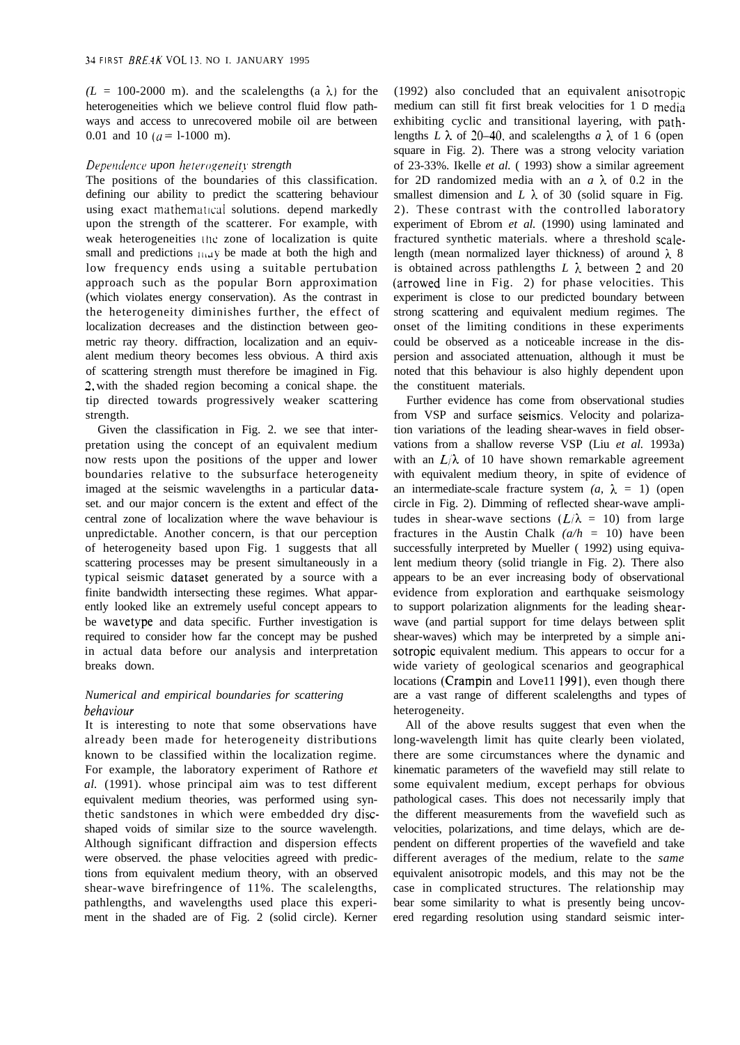$(L$ = 100-2000 m). and the scalelengths (a $\lambda$) for the heterogeneities which we believe control fluid flow pathways and access to unrecovered mobile oil are between 0.01 and 10 ($a$ = 1-1000 m).

### *Dependence upon heterogeneity strength*

The positions of the boundaries of this classification. defining our ability to predict the scattering behaviour using exact mathematical solutions. depend markedly upon the strength of the scatterer. For example, with weak heterogeneities the zone of localization is quite small and predictions may be made at both the high and low frequency ends using a suitable pertubation approach such as the popular Born approximation (which violates energy conservation). As the contrast in the heterogeneity diminishes further, the effect of localization decreases and the distinction between geometric ray theory. diffraction, localization and an equivalent medium theory becomes less obvious. A third axis of scattering strength must therefore be imagined in Fig. 2, with the shaded region becoming a conical shape. the tip directed towards progressively weaker scattering strength.

Given the classification in Fig. 2. we see that interpretation using the concept of an equivalent medium now rests upon the positions of the upper and lower boundaries relative to the subsurface heterogeneity imaged at the seismic wavelengths in a particular dataset. and our major concern is the extent and effect of the central zone of localization where the wave behaviour is unpredictable. Another concern, is that our perception of heterogeneity based upon Fig. 1 suggests that all scattering processes may be present simultaneously in a typical seismic dataset generated by a source with a finite bandwidth intersecting these regimes. What apparently looked like an extremely useful concept appears to be wavetype and data specific. Further investigation is required to consider how far the concept may be pushed in actual data before our analysis and interpretation breaks down.

### *Numerical and empirical boundaries for scattering behaviour*

It is interesting to note that some observations have already been made for heterogeneity distributions known to be classified within the localization regime. For example, the laboratory experiment of Rathore *et al.* (1991). whose principal aim was to test different equivalent medium theories, was performed using synthetic sandstones in which were embedded dry disc-shaped voids of similar size to the source wavelength. Although significant diffraction and dispersion effects were observed. the phase velocities agreed with predictions from equivalent medium theory, with an observed shear-wave birefringence of 11%. The scalelengths, pathlengths, and wavelengths used place this experiment in the shaded are of Fig. 2 (solid circle). Kerner (1992) also concluded that an equivalent anisotropic medium can still fit first break velocities for 1 D media exhibiting cyclic and transitional layering, with pathlengths $L$ $\lambda$ of 20–40. and scalelengths $a$ $\lambda$ of 1 6 (open square in Fig. 2). There was a strong velocity variation of 23-33%. Ikelle *et al.* ( 1993) show a similar agreement for 2D randomized media with an $a$ $\lambda$ of 0.2 in the smallest dimension and $L$ $\lambda$ of 30 (solid square in Fig. 2). These contrast with the controlled laboratory experiment of Ebrom *et al.* (1990) using laminated and fractured synthetic materials. where a threshold scale-length (mean normalized layer thickness) of around $\lambda$ 8 is obtained across pathlengths $L$ $\lambda$ between 2 and 20 (arrowed line in Fig. 2) for phase velocities. This experiment is close to our predicted boundary between strong scattering and equivalent medium regimes. The onset of the limiting conditions in these experiments could be observed as a noticeable increase in the dispersion and associated attenuation, although it must be noted that this behaviour is also highly dependent upon the constituent materials.

Further evidence has come from observational studies from VSP and surface seismics. Velocity and polarization variations of the leading shear-waves in field observations from a shallow reverse VSP (Liu *et al.* 1993a) with an $L/\lambda$ of 10 have shown remarkable agreement with equivalent medium theory, in spite of evidence of an intermediate-scale fracture system $(a, \lambda = 1)$ (open circle in Fig. 2). Dimming of reflected shear-wave amplitudes in shear-wave sections ($L/\lambda$ = 10) from large fractures in the Austin Chalk $(a/h = 10)$ have been successfully interpreted by Mueller ( 1992) using equivalent medium theory (solid triangle in Fig. 2). There also appears to be an ever increasing body of observational evidence from exploration and earthquake seismology to support polarization alignments for the leading shear-wave (and partial support for time delays between split shear-waves) which may be interpreted by a simple anisotropic equivalent medium. This appears to occur for a wide variety of geological scenarios and geographical locations (Crampin and Love11 1991), even though there are a vast range of different scalelengths and types of heterogeneity.

All of the above results suggest that even when the long-wavelength limit has quite clearly been violated, there are some circumstances where the dynamic and kinematic parameters of the wavefield may still relate to some equivalent medium, except perhaps for obvious pathological cases. This does not necessarily imply that the different measurements from the wavefield such as velocities, polarizations, and time delays, which are dependent on different properties of the wavefield and take different averages of the medium, relate to the *same* equivalent anisotropic models, and this may not be the case in complicated structures. The relationship may bear some similarity to what is presently being uncovered regarding resolution using standard seismic inter-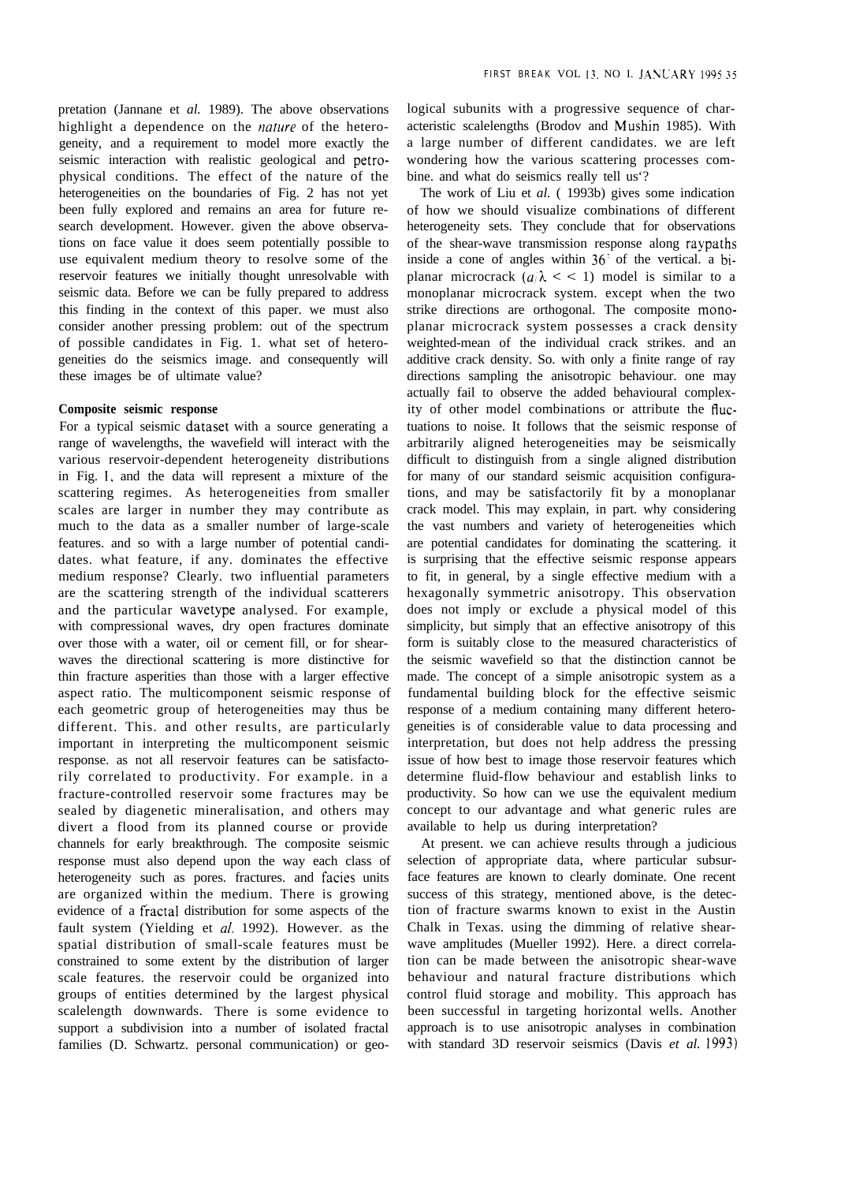pretation (Jannane et *al.* 1989). The above observations highlight a dependence on the *nature* of the heterogeneity, and a requirement to model more exactly the seismic interaction with realistic geological and petrophysical conditions. The effect of the nature of the heterogeneities on the boundaries of Fig. 2 has not yet been fully explored and remains an area for future research development. However. given the above observations on face value it does seem potentially possible to use equivalent medium theory to resolve some of the reservoir features we initially thought unresolvable with seismic data. Before we can be fully prepared to address this finding in the context of this paper. we must also consider another pressing problem: out of the spectrum of possible candidates in Fig. 1. what set of heterogeneities do the seismics image. and consequently will these images be of ultimate value?

**Composite seismic response**

For a typical seismic dataset with a source generating a range of wavelengths, the wavefield will interact with the various reservoir-dependent heterogeneity distributions in Fig. 1, and the data will represent a mixture of the scattering regimes. As heterogeneities from smaller scales are larger in number they may contribute as much to the data as a smaller number of large-scale features. and so with a large number of potential candidates. what feature, if any. dominates the effective medium response? Clearly. two influential parameters are the scattering strength of the individual scatterers and the particular wavetype analysed. For example, with compressional waves, dry open fractures dominate over those with a water, oil or cement fill, or for shear-waves the directional scattering is more distinctive for thin fracture asperities than those with a larger effective aspect ratio. The multicomponent seismic response of each geometric group of heterogeneities may thus be different. This. and other results, are particularly important in interpreting the multicomponent seismic response. as not all reservoir features can be satisfactorily correlated to productivity. For example. in a fracture-controlled reservoir some fractures may be sealed by diagenetic mineralisation, and others may divert a flood from its planned course or provide channels for early breakthrough. The composite seismic response must also depend upon the way each class of heterogeneity such as pores. fractures. and facies units are organized within the medium. There is growing evidence of a fractal distribution for some aspects of the fault system (Yielding et *al.* 1992). However. as the spatial distribution of small-scale features must be constrained to some extent by the distribution of larger scale features. the reservoir could be organized into groups of entities determined by the largest physical scalelength downwards. There is some evidence to support a subdivision into a number of isolated fractal families (D. Schwartz. personal communication) or geological subunits with a progressive sequence of characteristic scalelengths (Brodov and Mushin 1985). With a large number of different candidates. we are left wondering how the various scattering processes combine. and what do seismics really tell us'?

The work of Liu et *al.* ( 1993b) gives some indication of how we should visualize combinations of different heterogeneity sets. They conclude that for observations of the shear-wave transmission response along raypaths inside a cone of angles within 36° of the vertical. a biplanar microcrack ($a/\lambda << 1$) model is similar to a monoplanar microcrack system. except when the two strike directions are orthogonal. The composite monoplanar microcrack system possesses a crack density weighted-mean of the individual crack strikes. and an additive crack density. So. with only a finite range of ray directions sampling the anisotropic behaviour. one may actually fail to observe the added behavioural complexity of other model combinations or attribute the fluctuations to noise. It follows that the seismic response of arbitrarily aligned heterogeneities may be seismically difficult to distinguish from a single aligned distribution for many of our standard seismic acquisition configurations, and may be satisfactorily fit by a monoplanar crack model. This may explain, in part. why considering the vast numbers and variety of heterogeneities which are potential candidates for dominating the scattering. it is surprising that the effective seismic response appears to fit, in general, by a single effective medium with a hexagonally symmetric anisotropy. This observation does not imply or exclude a physical model of this simplicity, but simply that an effective anisotropy of this form is suitably close to the measured characteristics of the seismic wavefield so that the distinction cannot be made. The concept of a simple anisotropic system as a fundamental building block for the effective seismic response of a medium containing many different heterogeneities is of considerable value to data processing and interpretation, but does not help address the pressing issue of how best to image those reservoir features which determine fluid-flow behaviour and establish links to productivity. So how can we use the equivalent medium concept to our advantage and what generic rules are available to help us during interpretation?

At present. we can achieve results through a judicious selection of appropriate data, where particular subsurface features are known to clearly dominate. One recent success of this strategy, mentioned above, is the detection of fracture swarms known to exist in the Austin Chalk in Texas. using the dimming of relative shear-wave amplitudes (Mueller 1992). Here. a direct correlation can be made between the anisotropic shear-wave behaviour and natural fracture distributions which control fluid storage and mobility. This approach has been successful in targeting horizontal wells. Another approach is to use anisotropic analyses in combination with standard 3D reservoir seismics (Davis *et al.* 1993)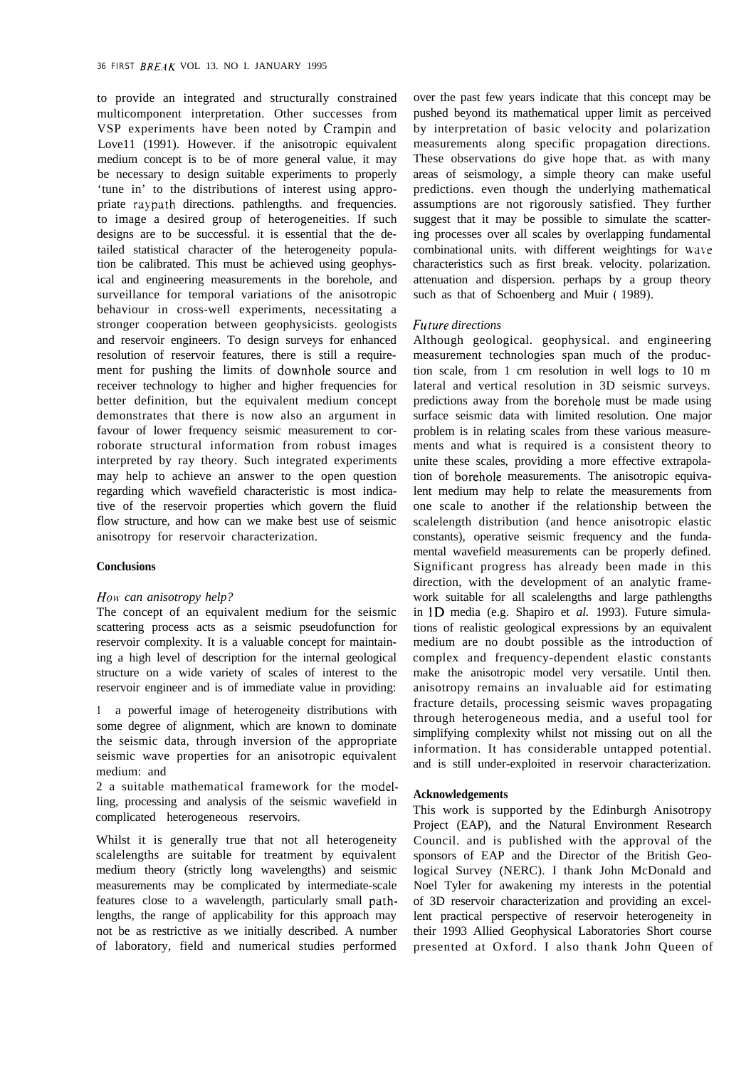to provide an integrated and structurally constrained multicomponent interpretation. Other successes from VSP experiments have been noted by Crampin and Lovell (1991). However. if the anisotropic equivalent medium concept is to be of more general value, it may be necessary to design suitable experiments to properly 'tune in' to the distributions of interest using appropriate raypath directions. pathlengths. and frequencies. to image a desired group of heterogeneities. If such designs are to be successful. it is essential that the detailed statistical character of the heterogeneity population be calibrated. This must be achieved using geophysical and engineering measurements in the borehole, and surveillance for temporal variations of the anisotropic behaviour in cross-well experiments, necessitating a stronger cooperation between geophysicists. geologists and reservoir engineers. To design surveys for enhanced resolution of reservoir features, there is still a requirement for pushing the limits of downhole source and receiver technology to higher and higher frequencies for better definition, but the equivalent medium concept demonstrates that there is now also an argument in favour of lower frequency seismic measurement to corroborate structural information from robust images interpreted by ray theory. Such integrated experiments may help to achieve an answer to the open question regarding which wavefield characteristic is most indicative of the reservoir properties which govern the fluid flow structure, and how can we make best use of seismic anisotropy for reservoir characterization.

## Conclusions

### *How can anisotropy help?*

The concept of an equivalent medium for the seismic scattering process acts as a seismic pseudofunction for reservoir complexity. It is a valuable concept for maintaining a high level of description for the internal geological structure on a wide variety of scales of interest to the reservoir engineer and is of immediate value in providing:

1 a powerful image of heterogeneity distributions with some degree of alignment, which are known to dominate the seismic data, through inversion of the appropriate seismic wave properties for an anisotropic equivalent medium: and

2 a suitable mathematical framework for the modelling, processing and analysis of the seismic wavefield in complicated heterogeneous reservoirs.

Whilst it is generally true that not all heterogeneity scalelengths are suitable for treatment by equivalent medium theory (strictly long wavelengths) and seismic measurements may be complicated by intermediate-scale features close to a wavelength, particularly small pathlengths, the range of applicability for this approach may not be as restrictive as we initially described. A number of laboratory, field and numerical studies performed over the past few years indicate that this concept may be pushed beyond its mathematical upper limit as perceived by interpretation of basic velocity and polarization measurements along specific propagation directions. These observations do give hope that. as with many areas of seismology, a simple theory can make useful predictions. even though the underlying mathematical assumptions are not rigorously satisfied. They further suggest that it may be possible to simulate the scattering processes over all scales by overlapping fundamental combinational units. with different weightings for wave characteristics such as first break. velocity. polarization. attenuation and dispersion. perhaps by a group theory such as that of Schoenberg and Muir (1989).

### *Future directions*

Although geological. geophysical. and engineering measurement technologies span much of the production scale, from 1 cm resolution in well logs to 10 m lateral and vertical resolution in 3D seismic surveys. predictions away from the borehole must be made using surface seismic data with limited resolution. One major problem is in relating scales from these various measurements and what is required is a consistent theory to unite these scales, providing a more effective extrapolation of borehole measurements. The anisotropic equivalent medium may help to relate the measurements from one scale to another if the relationship between the scalelength distribution (and hence anisotropic elastic constants), operative seismic frequency and the fundamental wavefield measurements can be properly defined. Significant progress has already been made in this direction, with the development of an analytic framework suitable for all scalelengths and large pathlengths in 1D media (e.g. Shapiro et *al.* 1993). Future simulations of realistic geological expressions by an equivalent medium are no doubt possible as the introduction of complex and frequency-dependent elastic constants make the anisotropic model very versatile. Until then. anisotropy remains an invaluable aid for estimating fracture details, processing seismic waves propagating through heterogeneous media, and a useful tool for simplifying complexity whilst not missing out on all the information. It has considerable untapped potential. and is still under-exploited in reservoir characterization.

## Acknowledgements

This work is supported by the Edinburgh Anisotropy Project (EAP), and the Natural Environment Research Council. and is published with the approval of the sponsors of EAP and the Director of the British Geological Survey (NERC). I thank John McDonald and Noel Tyler for awakening my interests in the potential of 3D reservoir characterization and providing an excellent practical perspective of reservoir heterogeneity in their 1993 Allied Geophysical Laboratories Short course presented at Oxford. I also thank John Queen of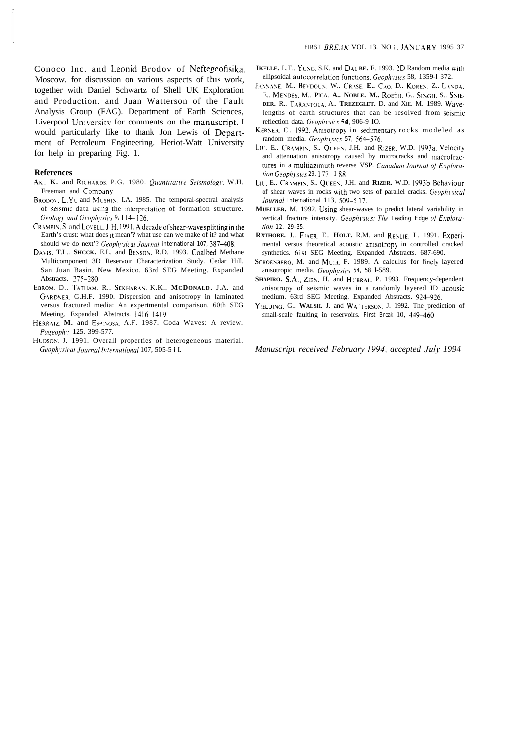Conoco Inc. and Leonid Brodov of Neftegeofisika, Moscow. for discussion on various aspects of this work, together with Daniel Schwartz of Shell UK Exploration and Production. and Juan Watterson of the Fault Analysis Group (FAG). Department of Earth Sciences, Liverpool University for comments on the manuscript. I would particularly like to thank Jon Lewis of Department of Petroleum Engineering. Heriot-Watt University for help in preparing Fig. 1.

## References

AKI, K. and RICHARDS, P.G. 1980. *Quantitative Seismology*. W.H. Freeman and Company.

BRODOV, L.YU and MUSHIN, I.A. 1985. The temporal-spectral analysis of seismic data using the interpretation of formation structure. *Geology and Geophysics* 9, 114–126.

CRAMPIN, S. and LOVELL, J.H. 1991. A decade of shear-wave splitting in the Earth's crust: what does it mean'? what use can we make of it? and what should we do next'? *Geophysical Journal* international 107, 387–408.

DAVIS, T.L., SHUCK, E.L. and BENSON, R.D. 1993. Coalbed Methane Multicomponent 3D Reservoir Characterization Study. Cedar Hill. San Juan Basin. New Mexico. 63rd SEG Meeting. Expanded Abstracts. 275–280.

EBROM, D., TATHAM, R., SEKHARAN, K.K., MCDONALD, J.A. and GARDNER, G.H.F. 1990. Dispersion and anisotropy in laminated versus fractured media: An expertmental comparison. 60th SEG Meeting. Expanded Abstracts. 1416–1419.

HERRAIZ, M. and ESPINOSA, A.F. 1987. Coda Waves: A review. *Pageophy*. 125. 399-577.

HUDSON, J. 1991. Overall properties of heterogeneous material. *Geophysical Journal International* 107, 505-511.

IKELLE, L.T., YUNG, S.K. and DAUBE, F. 1993. 2D Random media with ellipsoidal autocorrelation functions. *Geophysics* 58, 1359-1372.

JANNANE, M., BEYDOUN, W., CRASE, E., CAO, D., KOREN, Z., LANDA, E., MENDES, M., PICA, A., NOBLE, M., ROETH, G., SINGH, S., SNIEDER, R., TARANTOLA, A., TREZEGLET, D. and XIE, M. 1989. Wavelengths of earth structures that can be resolved from seismic reflection data. *Geophysics* 54, 906-910.

KERNER, C. 1992. Anisotropy in sedimentary rocks modeled as random media. *Geophysics* 57, 564–576.

LIU, E., CRAMPIN, S., QUEEN, J.H. and RIZER, W.D. 1993a. Velocity and attenuation anisotropy caused by microcracks and macrofractures in a multiazimuth reverse VSP. *Canadian Journal of Exploration Geophysics* 29, 177–188.

LIU, E., CRAMPIN, S., QUEEN, J.H. and RIZER, W.D. 1993b. Behaviour of shear waves in rocks with two sets of parallel cracks. *Geophysical Journal* International 113, 509–517.

MUELLER, M. 1992. Using shear-waves to predict lateral variability in vertical fracture intensity. *Geophysics: The Leading Edge of Exploration* 12, 29-35.

RATHORE, J., FJAER, E., HOLT, R.M. and RENLIE, L. 1991. Experimental versus theoretical acoustic anisotropy in controlled cracked synthetics. 61st SEG Meeting. Expanded Abstracts. 687-690.

SCHOENBERG, M. and MUIR, F. 1989. A calculus for finely layered anisotropic media. *Geophysics* 54, 581-589.

SHAPIRO, S.A., ZIEN, H. and HUBRAL, P. 1993. Frequency-dependent anisotropy of seismic waves in a randomly layered 1D acousic medium. 63rd SEG Meeting. Expanded Abstracts. 924–926.

YIELDING, G., WALSH, J. and WATTERSON, J. 1992. The prediction of small-scale faulting in reservoirs. First Break 10, 449–460.

*Manuscript received February 1994; accepted July 1994*